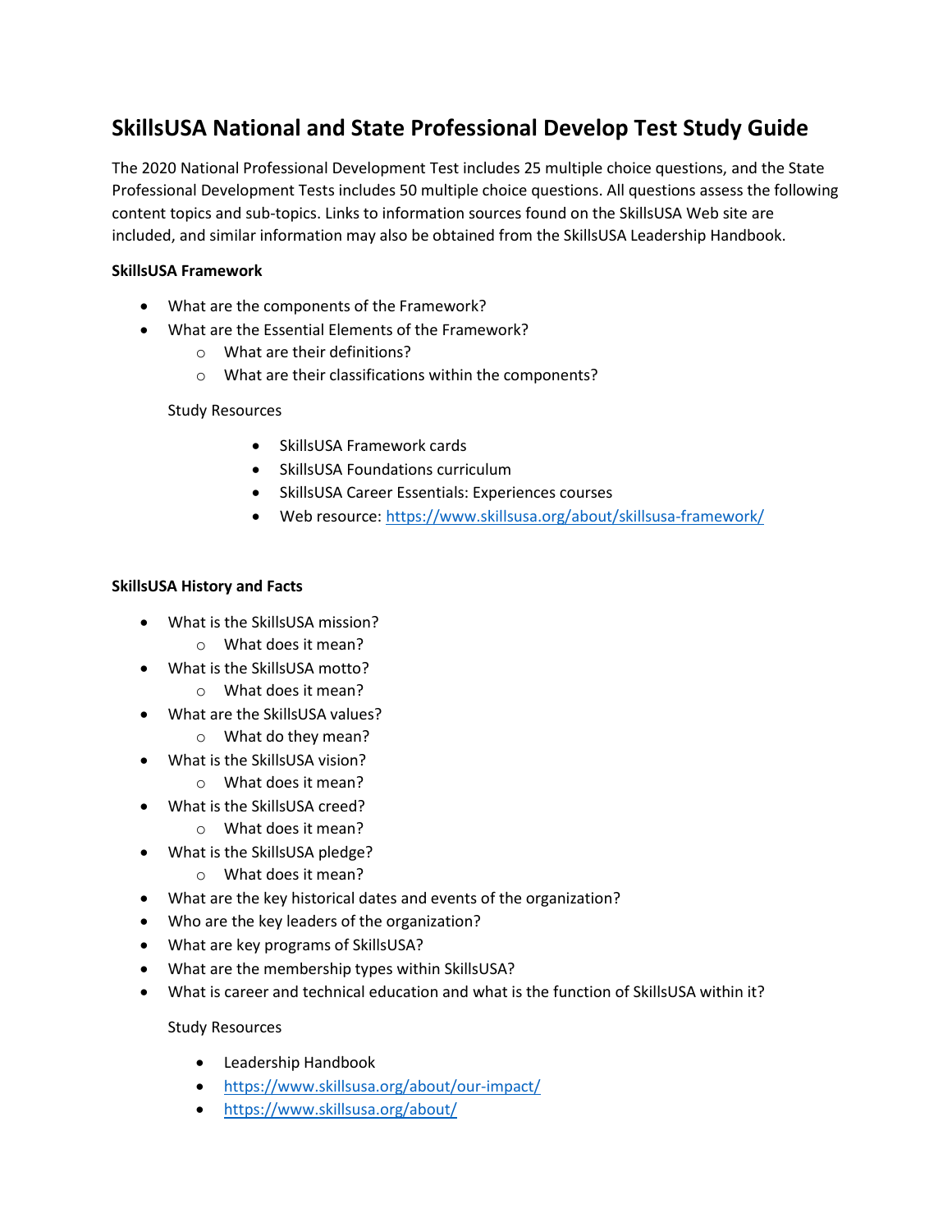# SkillsUSA National and State Professional Develop Test Study Guide

The 2020 National Professional Development Test includes 25 multiple choice questions, and the State Professional Development Tests includes 50 multiple choice questions. All questions assess the following content topics and sub-topics. Links to information sources found on the SkillsUSA Web site are included, and similar information may also be obtained from the SkillsUSA Leadership Handbook.

**SkillsUSA Framework**

- What are the components of the Framework?
- What are the Essential Elements of the Framework?
  - What are their definitions?
  - What are their classifications within the components?

Study Resources

- SkillsUSA Framework cards
- SkillsUSA Foundations curriculum
- SkillsUSA Career Essentials: Experiences courses
- Web resource: https://www.skillsusa.org/about/skillsusa-framework/

**SkillsUSA History and Facts**

- What is the SkillsUSA mission?
  - What does it mean?
- What is the SkillsUSA motto?
  - What does it mean?
- What are the SkillsUSA values?
  - What do they mean?
- What is the SkillsUSA vision?
  - What does it mean?
- What is the SkillsUSA creed?
  - What does it mean?
- What is the SkillsUSA pledge?
  - What does it mean?
- What are the key historical dates and events of the organization?
- Who are the key leaders of the organization?
- What are key programs of SkillsUSA?
- What are the membership types within SkillsUSA?
- What is career and technical education and what is the function of SkillsUSA within it?

Study Resources

- Leadership Handbook
- https://www.skillsusa.org/about/our-impact/
- https://www.skillsusa.org/about/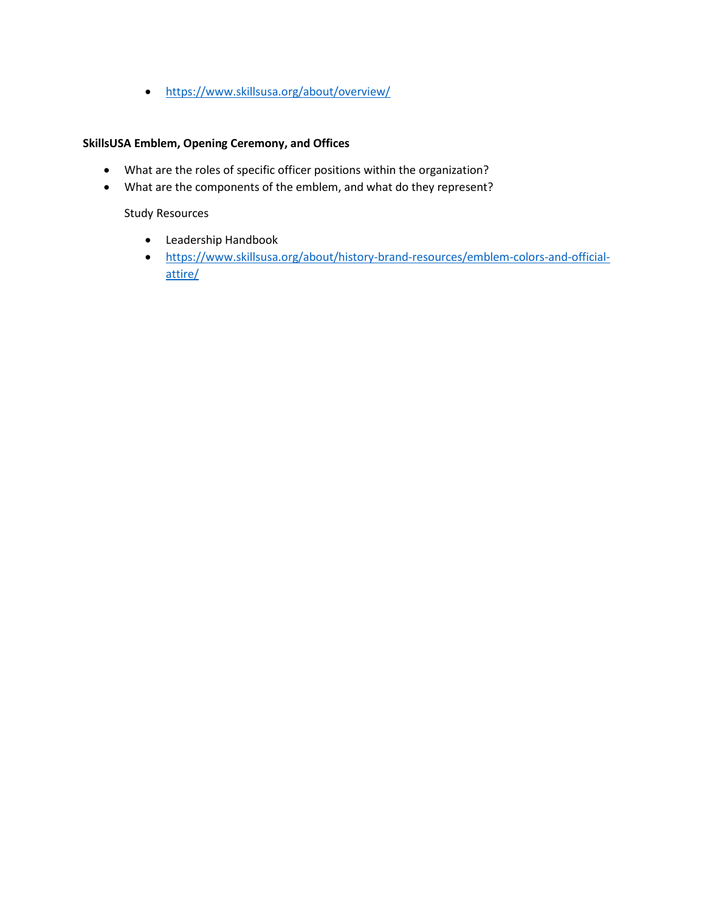- https://www.skillsusa.org/about/overview/

**SkillsUSA Emblem, Opening Ceremony, and Offices**

- What are the roles of specific officer positions within the organization?
- What are the components of the emblem, and what do they represent?

Study Resources

- Leadership Handbook
- https://www.skillsusa.org/about/history-brand-resources/emblem-colors-and-official-attire/